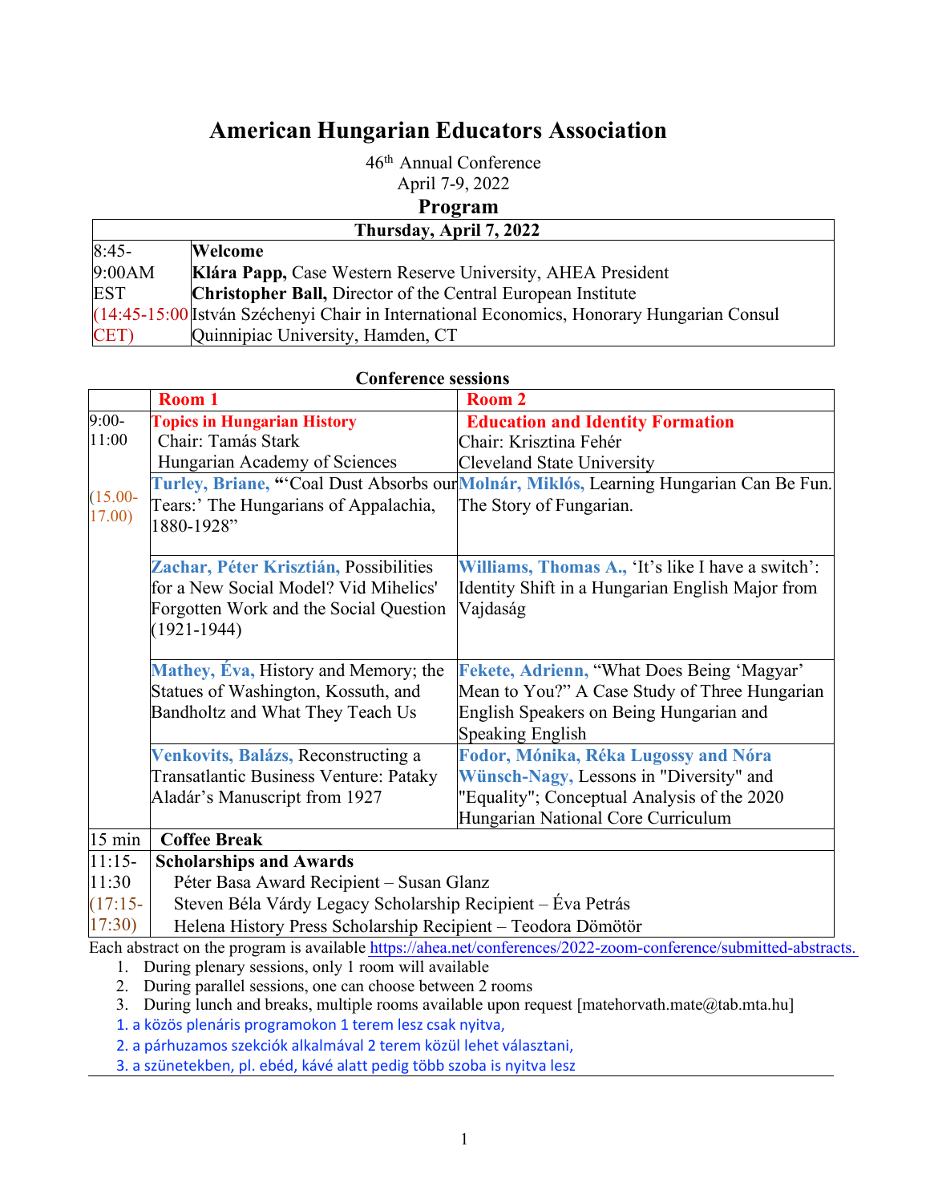# American Hungarian Educators Association

46th Annual Conference
April 7-9, 2022

## Program

| Thursday, April 7, 2022 | |
|---|---|
| 8:45-9:00AM EST (14:45-15:00 CET) | **Welcome**<br>**Klára Papp,** Case Western Reserve University, AHEA President<br>**Christopher Ball,** Director of the Central European Institute<br>István Széchenyi Chair in International Economics, Honorary Hungarian Consul<br>Quinnipiac University, Hamden, CT |

**Conference sessions**

| | Room 1 | Room 2 |
|---|---|---|
| 9:00-11:00<br><br>(15.00-17.00) | **Topics in Hungarian History**<br>Chair: Tamás Stark<br>Hungarian Academy of Sciences | **Education and Identity Formation**<br>Chair: Krisztina Fehér<br>Cleveland State University |
| | **Turley, Briane,** "'Coal Dust Absorbs our Tears:' The Hungarians of Appalachia, 1880-1928" | **Molnár, Miklós,** Learning Hungarian Can Be Fun. The Story of Fungarian. |
| | **Zachar, Péter Krisztián,** Possibilities for a New Social Model? Vid Mihelics' Forgotten Work and the Social Question (1921-1944) | **Williams, Thomas A.,** 'It's like I have a switch': Identity Shift in a Hungarian English Major from Vajdaság |
| | **Mathey, Éva,** History and Memory; the Statues of Washington, Kossuth, and Bandholtz and What They Teach Us | **Fekete, Adrienn,** "What Does Being 'Magyar' Mean to You?" A Case Study of Three Hungarian English Speakers on Being Hungarian and Speaking English |
| | **Venkovits, Balázs,** Reconstructing a Transatlantic Business Venture: Pataky Aladár's Manuscript from 1927 | **Fodor, Mónika, Réka Lugossy and Nóra Wünsch-Nagy,** Lessons in "Diversity" and "Equality"; Conceptual Analysis of the 2020 Hungarian National Core Curriculum |
| 15 min | **Coffee Break** | |
| 11:15-11:30<br>(17:15-17:30) | **Scholarships and Awards**<br>Péter Basa Award Recipient – Susan Glanz<br>Steven Béla Várdy Legacy Scholarship Recipient – Éva Petrás<br>Helena History Press Scholarship Recipient – Teodora Dömötör | |

Each abstract on the program is available https://ahea.net/conferences/2022-zoom-conference/submitted-abstracts.

1. During plenary sessions, only 1 room will available
2. During parallel sessions, one can choose between 2 rooms
3. During lunch and breaks, multiple rooms available upon request [matehorvath.mate@tab.mta.hu]

1. a közös plenáris programokon 1 terem lesz csak nyitva,
2. a párhuzamos szekciók alkalmával 2 terem közül lehet választani,
3. a szünetekben, pl. ebéd, kávé alatt pedig több szoba is nyitva lesz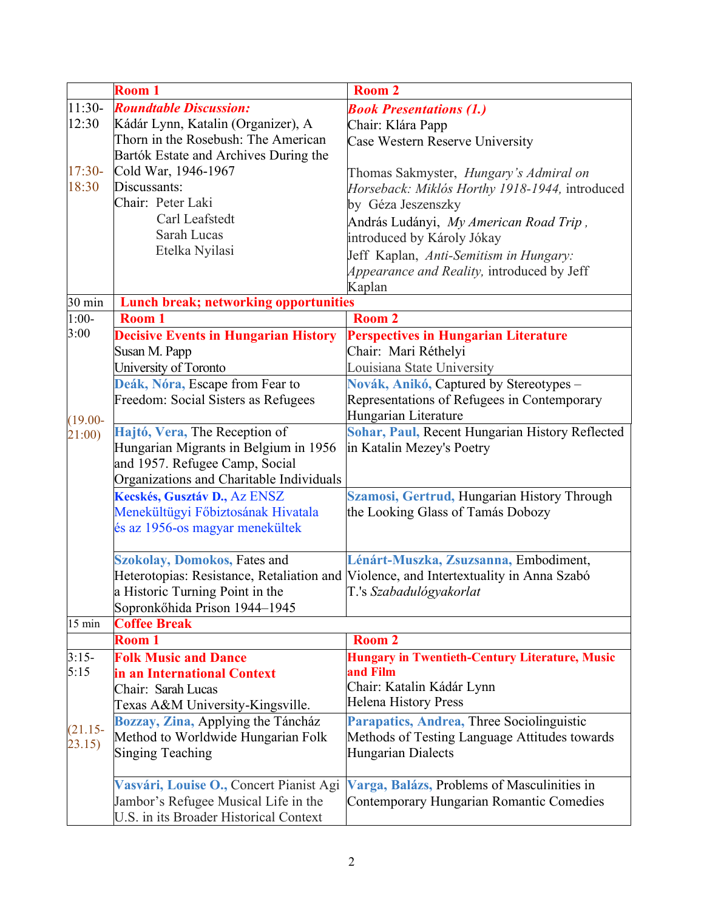| | Room 1 | Room 2 |
|---|---|---|
| 11:30-12:30<br><br>17:30-18:30 | ***Roundtable Discussion:***<br>Kádár Lynn, Katalin (Organizer), A Thorn in the Rosebush: The American Bartók Estate and Archives During the Cold War, 1946-1967<br>Discussants:<br>Chair: Peter Laki<br>Carl Leafstedt<br>Sarah Lucas<br>Etelka Nyilasi | ***Book Presentations (1.)***<br>Chair: Klára Papp<br>Case Western Reserve University<br><br>Thomas Sakmyster, *Hungary's Admiral on Horseback: Miklós Horthy 1918-1944,* introduced by Géza Jeszenszky<br>András Ludányi, *My American Road Trip ,* introduced by Károly Jókay<br>Jeff Kaplan, *Anti-Semitism in Hungary: Appearance and Reality,* introduced by Jeff Kaplan |
| 30 min | **Lunch break; networking opportunities** | |
| 1:00-3:00<br><br>(19.00-21:00) | **Room 1** | **Room 2** |
| | **Decisive Events in Hungarian History**<br>Susan M. Papp<br>University of Toronto | **Perspectives in Hungarian Literature**<br>Chair: Mari Réthelyi<br>Louisiana State University |
| | **Deák, Nóra,** Escape from Fear to Freedom: Social Sisters as Refugees | **Novák, Anikó,** Captured by Stereotypes – Representations of Refugees in Contemporary Hungarian Literature |
| | **Hajtó, Vera,** The Reception of Hungarian Migrants in Belgium in 1956 and 1957. Refugee Camp, Social Organizations and Charitable Individuals | **Sohar, Paul,** Recent Hungarian History Reflected in Katalin Mezey's Poetry |
| | **Kecskés, Gusztáv D.,** Az ENSZ Menekültügyi Főbiztosának Hivatala és az 1956-os magyar menekültek | **Szamosi, Gertrud,** Hungarian History Through the Looking Glass of Tamás Dobozy |
| | **Szokolay, Domokos,** Fates and Heterotopias: Resistance, Retaliation and a Historic Turning Point in the Sopronkőhida Prison 1944–1945 | **Lénárt-Muszka, Zsuzsanna,** Embodiment, Violence, and Intertextuality in Anna Szabó T.'s *Szabadulógyakorlat* |
| 15 min | **Coffee Break** | |
| | **Room 1** | **Room 2** |
| 3:15-5:15<br><br>(21.15-23.15) | **Folk Music and Dance in an International Context**<br>Chair: Sarah Lucas<br>Texas A&M University-Kingsville. | **Hungary in Twentieth-Century Literature, Music and Film**<br>Chair: Katalin Kádár Lynn<br>Helena History Press |
| | **Bozzay, Zina,** Applying the Táncház Method to Worldwide Hungarian Folk Singing Teaching | **Parapatics, Andrea,** Three Sociolinguistic Methods of Testing Language Attitudes towards Hungarian Dialects |
| | **Vasvári, Louise O.,** Concert Pianist Agi Jambor's Refugee Musical Life in the U.S. in its Broader Historical Context | **Varga, Balázs,** Problems of Masculinities in Contemporary Hungarian Romantic Comedies |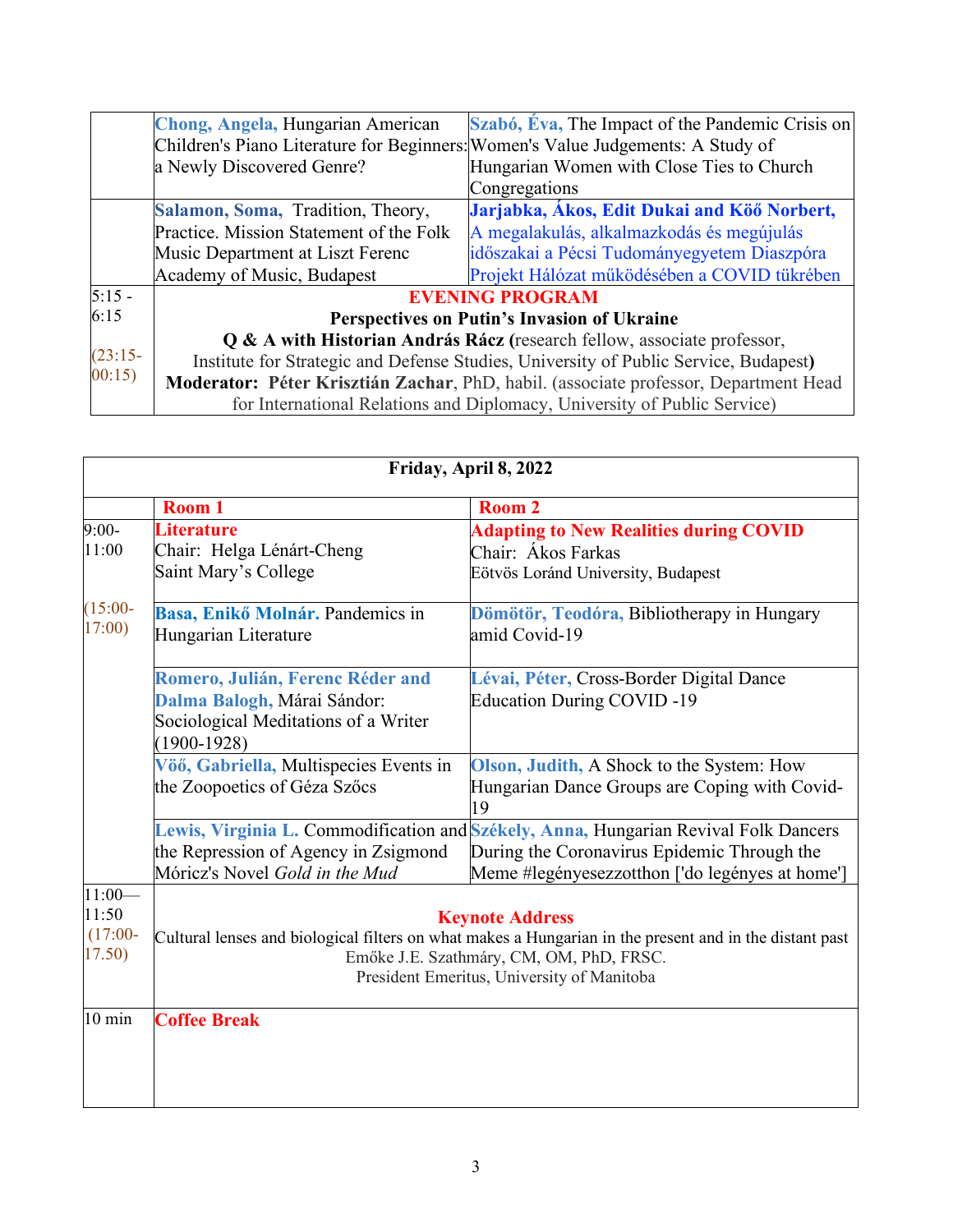| | | |
|---|---|---|
| | **Chong, Angela,** Hungarian American Children's Piano Literature for Beginners: a Newly Discovered Genre? | **Szabó, Éva,** The Impact of the Pandemic Crisis on Women's Value Judgements: A Study of Hungarian Women with Close Ties to Church Congregations |
| | **Salamon, Soma,** Tradition, Theory, Practice. Mission Statement of the Folk Music Department at Liszt Ferenc Academy of Music, Budapest | **Jarjabka, Ákos, Edit Dukai and Kőő Norbert,** A megalakulás, alkalmazkodás és megújulás időszakai a Pécsi Tudományegyetem Diaszpóra Projekt Hálózat működésében a COVID tükrében |
| 5:15 - 6:15 (23:15-00:15) | **EVENING PROGRAM** **Perspectives on Putin's Invasion of Ukraine** **Q & A with Historian András Rácz (**research fellow, associate professor, Institute for Strategic and Defense Studies, University of Public Service, Budapest**)** **Moderator: Péter Krisztián Zachar**, PhD, habil. (associate professor, Department Head for International Relations and Diplomacy, University of Public Service) | |

| **Friday, April 8, 2022** | | |
|---|---|---|
| | **Room 1** | **Room 2** |
| 9:00-11:00 (15:00-17:00) | **Literature** Chair: Helga Lénárt-Cheng Saint Mary's College | **Adapting to New Realities during COVID** Chair: Ákos Farkas Eötvös Loránd University, Budapest |
| | **Basa, Enikő Molnár.** Pandemics in Hungarian Literature | **Dömötör, Teodóra,** Bibliotherapy in Hungary amid Covid-19 |
| | **Romero, Julián, Ferenc Réder and Dalma Balogh,** Márai Sándor: Sociological Meditations of a Writer (1900-1928) | **Lévai, Péter,** Cross-Border Digital Dance Education During COVID -19 |
| | **Vöő, Gabriella,** Multispecies Events in the Zoopoetics of Géza Szőcs | **Olson, Judith,** A Shock to the System: How Hungarian Dance Groups are Coping with Covid-19 |
| | **Lewis, Virginia L.** Commodification and the Repression of Agency in Zsigmond Móricz's Novel *Gold in the Mud* | **Székely, Anna,** Hungarian Revival Folk Dancers During the Coronavirus Epidemic Through the Meme #legényesezzotthon ['do legényes at home'] |
| 11:00—11:50 (17:00-17.50) | **Keynote Address** Cultural lenses and biological filters on what makes a Hungarian in the present and in the distant past Emőke J.E. Szathmáry, CM, OM, PhD, FRSC. President Emeritus, University of Manitoba | |
| 10 min | **Coffee Break** | |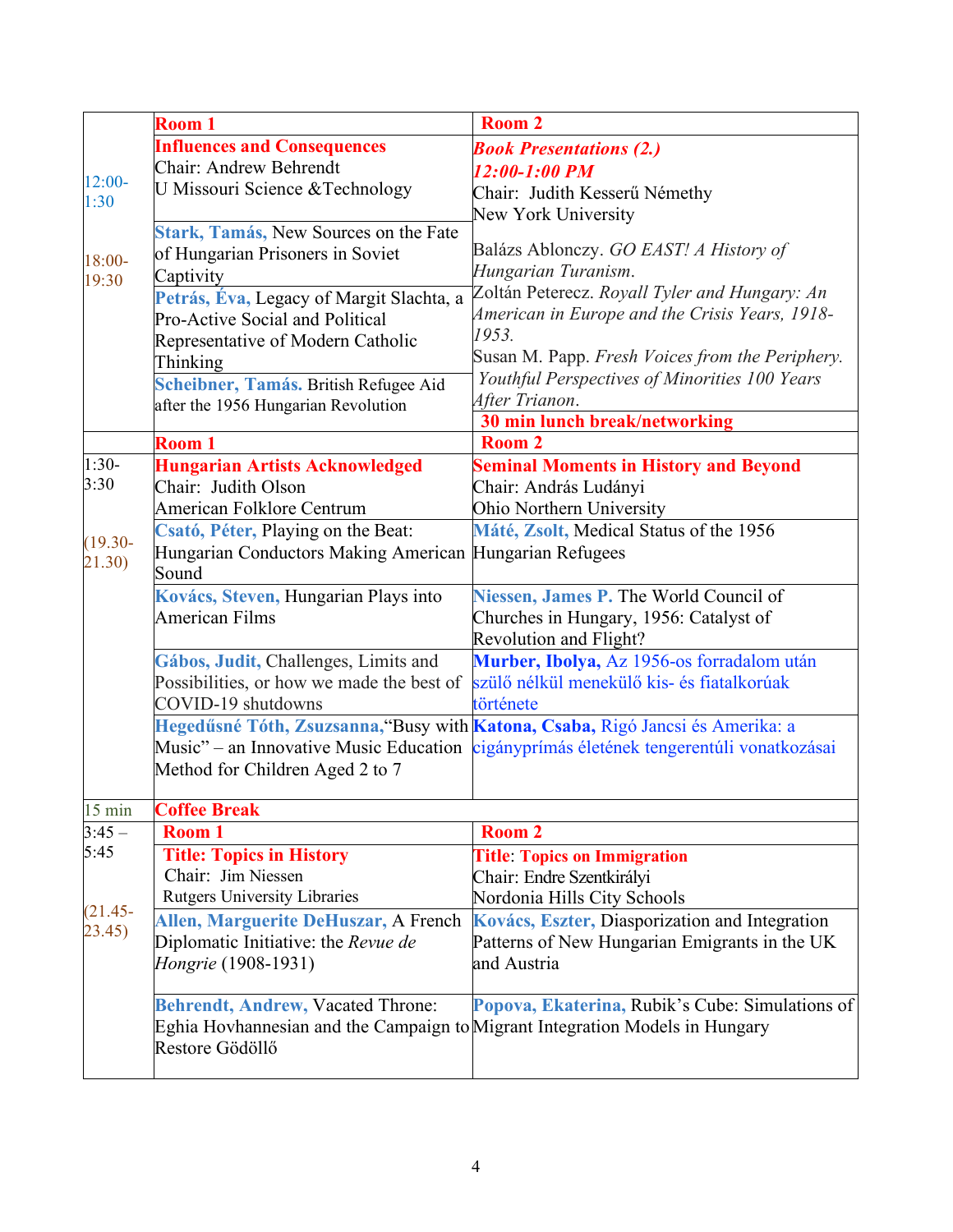| | Room 1 | Room 2 |
|---|---|---|
| 12:00-1:30<br><br>18:00-19:30 | **Influences and Consequences**<br>Chair: Andrew Behrendt<br>U Missouri Science &Technology | ***Book Presentations (2.)***<br>***12:00-1:00 PM***<br>Chair: Judith Kesserű Némethy<br>New York University |
| | **Stark, Tamás,** New Sources on the Fate of Hungarian Prisoners in Soviet Captivity | Balázs Ablonczy. *GO EAST! A History of Hungarian Turanism*.<br>Zoltán Peterecz. *Royall Tyler and Hungary: An American in Europe and the Crisis Years, 1918-1953.*<br>Susan M. Papp. *Fresh Voices from the Periphery. Youthful Perspectives of Minorities 100 Years After Trianon*. |
| | **Petrás, Éva,** Legacy of Margit Slachta, a Pro-Active Social and Political Representative of Modern Catholic Thinking | |
| | **Scheibner, Tamás.** British Refugee Aid after the 1956 Hungarian Revolution | **30 min lunch break/networking** |
| | **Room 1** | **Room 2** |
| 1:30-3:30<br><br>(19.30-21.30) | **Hungarian Artists Acknowledged**<br>Chair: Judith Olson<br>American Folklore Centrum | **Seminal Moments in History and Beyond**<br>Chair: András Ludányi<br>Ohio Northern University |
| | **Csató, Péter,** Playing on the Beat: Hungarian Conductors Making American Sound | **Máté, Zsolt,** Medical Status of the 1956 Hungarian Refugees |
| | **Kovács, Steven,** Hungarian Plays into American Films | **Niessen, James P.** The World Council of Churches in Hungary, 1956: Catalyst of Revolution and Flight? |
| | **Gábos, Judit,** Challenges, Limits and Possibilities, or how we made the best of COVID-19 shutdowns | **Murber, Ibolya,** Az 1956-os forradalom után szülő nélkül menekülő kis- és fiatalkorúak története |
| | **Hegedűsné Tóth, Zsuzsanna,**"Busy with Music" – an Innovative Music Education Method for Children Aged 2 to 7 | **Katona, Csaba,** Rigó Jancsi és Amerika: a cigányprímás életének tengerentúli vonatkozásai |
| 15 min | **Coffee Break** | |
| 3:45 – 5:45<br><br>(21.45-23.45) | **Room 1** | **Room 2** |
| | **Title: Topics in History**<br>Chair: Jim Niessen<br>Rutgers University Libraries | **Title: Topics on Immigration**<br>Chair: Endre Szentkirályi<br>Nordonia Hills City Schools |
| | **Allen, Marguerite DeHuszar,** A French Diplomatic Initiative: the *Revue de Hongrie* (1908-1931) | **Kovács, Eszter,** Diasporization and Integration Patterns of New Hungarian Emigrants in the UK and Austria |
| | **Behrendt, Andrew,** Vacated Throne: Eghia Hovhannesian and the Campaign to Restore Gödöllő | **Popova, Ekaterina,** Rubik's Cube: Simulations of Migrant Integration Models in Hungary |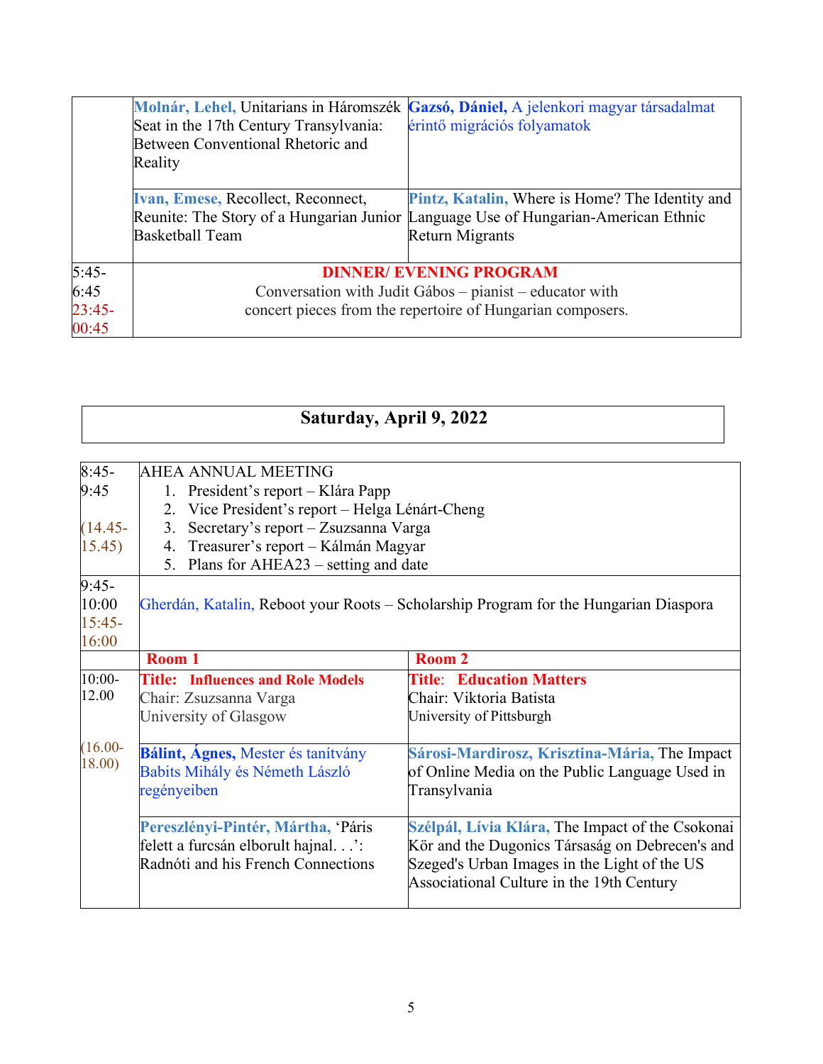| | | |
|---|---|---|
| | **Molnár, Lehel,** Unitarians in Háromszék Seat in the 17th Century Transylvania: Between Conventional Rhetoric and Reality | **Gazsó, Dániel,** A jelenkori magyar társadalmat érintő migrációs folyamatok |
| | **Ivan, Emese,** Recollect, Reconnect, Reunite: The Story of a Hungarian Junior Basketball Team | **Pintz, Katalin,** Where is Home? The Identity and Language Use of Hungarian-American Ethnic Return Migrants |
| 5:45-6:45 23:45-00:45 | **DINNER/ EVENING PROGRAM** Conversation with Judit Gábos – pianist – educator with concert pieces from the repertoire of Hungarian composers. | |

## Saturday, April 9, 2022

| | | |
|---|---|---|
| 8:45-9:45 (14.45-15.45) | AHEA ANNUAL MEETING<br>1. President's report – Klára Papp<br>2. Vice President's report – Helga Lénárt-Cheng<br>3. Secretary's report – Zsuzsanna Varga<br>4. Treasurer's report – Kálmán Magyar<br>5. Plans for AHEA23 – setting and date | |
| 9:45-10:00 15:45-16:00 | Gherdán, Katalin, Reboot your Roots – Scholarship Program for the Hungarian Diaspora | |
| | **Room 1** | **Room 2** |
| 10:00-12.00 (16.00-18.00) | **Title: Influences and Role Models**<br>Chair: Zsuzsanna Varga<br>University of Glasgow | **Title: Education Matters**<br>Chair: Viktoria Batista<br>University of Pittsburgh |
| | **Bálint, Ágnes,** Mester és tanítvány Babits Mihály és Németh László regényeiben | **Sárosi-Mardirosz, Krisztina-Mária,** The Impact of Online Media on the Public Language Used in Transylvania |
| | **Pereszlényi-Pintér, Mártha,** 'Páris felett a furcsán elborult hajnal. . .': Radnóti and his French Connections | **Szélpál, Lívia Klára,** The Impact of the Csokonai Kör and the Dugonics Társaság on Debrecen's and Szeged's Urban Images in the Light of the US Associational Culture in the 19th Century |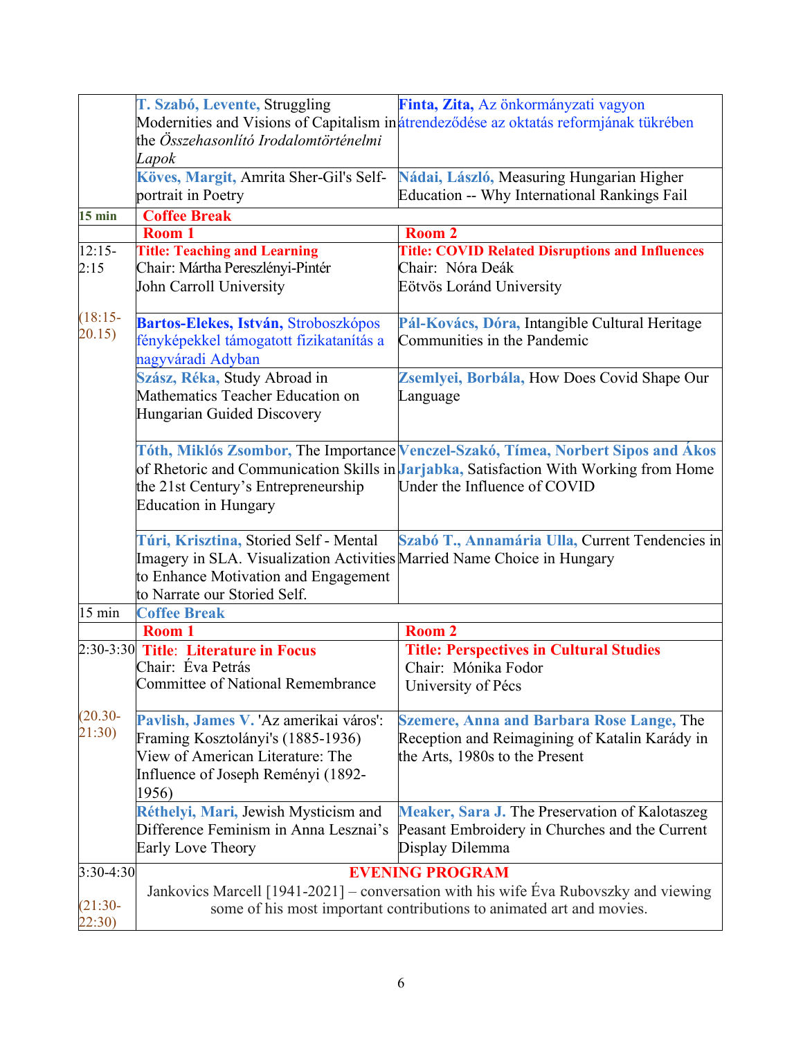| | | |
|---|---|---|
| | **T. Szabó, Levente,** Struggling Modernities and Visions of Capitalism in the *Összehasonlító Irodalomtörténelmi Lapok* | **Finta, Zita,** Az önkormányzati vagyon átrendeződése az oktatás reformjának tükrében |
| | **Köves, Margit,** Amrita Sher-Gil's Self-portrait in Poetry | **Nádai, László,** Measuring Hungarian Higher Education -- Why International Rankings Fail |
| **15 min** | **Coffee Break** | |
| | **Room 1** | **Room 2** |
| 12:15-2:15<br><br>(18:15-20.15) | **Title: Teaching and Learning**<br>Chair: Mártha Pereszlényi-Pintér<br>John Carroll University | **Title: COVID Related Disruptions and Influences**<br>Chair: Nóra Deák<br>Eötvös Loránd University |
| | **Bartos-Elekes, István,** Stroboszkópos fényképekkel támogatott fizikatanítás a nagyváradi Adyban | **Pál-Kovács, Dóra,** Intangible Cultural Heritage Communities in the Pandemic |
| | **Szász, Réka,** Study Abroad in Mathematics Teacher Education on Hungarian Guided Discovery | **Zsemlyei, Borbála,** How Does Covid Shape Our Language |
| | **Tóth, Miklós Zsombor,** The Importance of Rhetoric and Communication Skills in the 21st Century's Entrepreneurship Education in Hungary | **Venczel-Szakó, Tímea, Norbert Sipos and Ákos Jarjabka,** Satisfaction With Working from Home Under the Influence of COVID |
| | **Túri, Krisztina,** Storied Self - Mental Imagery in SLA. Visualization Activities to Enhance Motivation and Engagement to Narrate our Storied Self. | **Szabó T., Annamária Ulla,** Current Tendencies in Married Name Choice in Hungary |
| 15 min | **Coffee Break** | |
| | **Room 1** | **Room 2** |
| 2:30-3:30<br><br>(20.30-21:30) | **Title: Literature in Focus**<br>Chair: Éva Petrás<br>Committee of National Remembrance | **Title: Perspectives in Cultural Studies**<br>Chair: Mónika Fodor<br>University of Pécs |
| | **Pavlish, James V.** 'Az amerikai város': Framing Kosztolányi's (1885-1936) View of American Literature: The Influence of Joseph Reményi (1892-1956) | **Szemere, Anna and Barbara Rose Lange,** The Reception and Reimagining of Katalin Karády in the Arts, 1980s to the Present |
| | **Réthelyi, Mari,** Jewish Mysticism and Difference Feminism in Anna Lesznai's Early Love Theory | **Meaker, Sara J.** The Preservation of Kalotaszeg Peasant Embroidery in Churches and the Current Display Dilemma |
| 3:30-4:30<br><br>(21:30-22:30) | **EVENING PROGRAM**<br>Jankovics Marcell [1941-2021] – conversation with his wife Éva Rubovszky and viewing some of his most important contributions to animated art and movies. | |